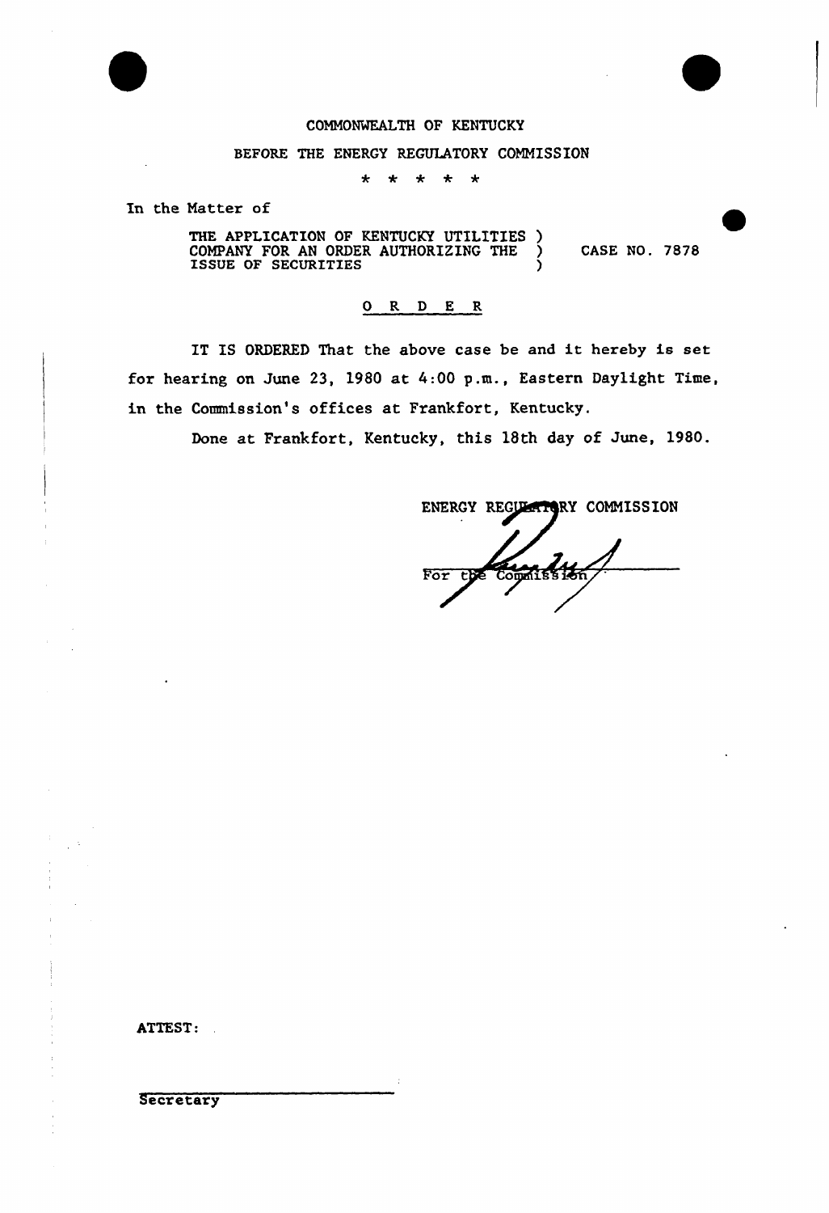COMMONWEALTH OF KENTUCKY

BEFORE THE ENERGY REGULATORY COMMISSION

\* \* \* \* \*

In the Matter of

THE APPLICATION OF KENTUCKY UTILITIES COMPANY FOR AN ORDER AUTHORIZING THE ISSUE OF SECURITIES ) CASE NO. 7878

O R D E R

IT IS ORDERED That the above case be and it hereby is set for hearing on June 23, 1980 at 4:00 p.m., Eastern Daylight Time, in the Commission's offices at Frankfort, Kentucky.

Done at Frankfort, Kentucky, this 18th day of June, 1980.

ENERGY REGULATORY COMMISSION

For the Commission

ATTEST:

Secretary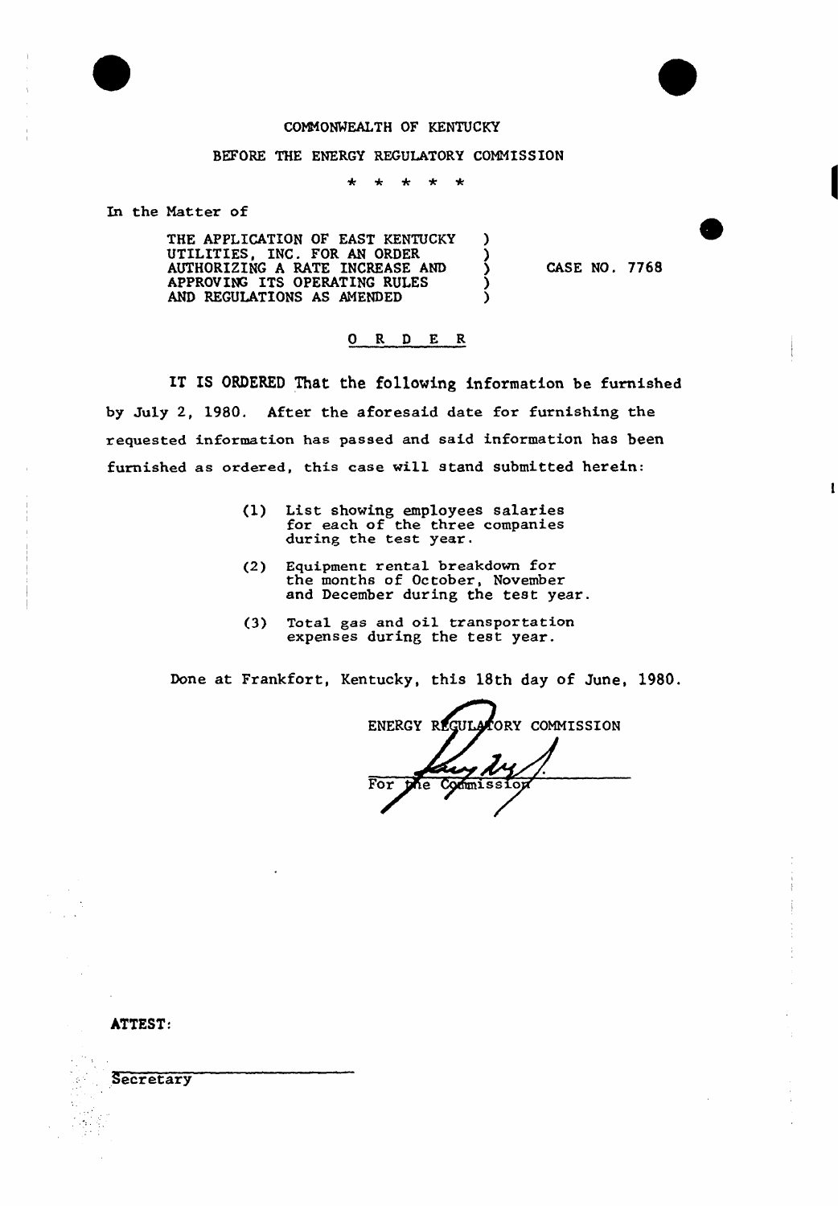COMMONWEALTH OF KENTUCKY

BEFORE THE ENERGY REGULATORY COMMISSION

\* \* \* \* \*

In the Matter of

| | | |
|---|---|---|
| THE APPLICATION OF EAST KENTUCKY UTILITIES, INC. FOR AN ORDER AUTHORIZING A RATE INCREASE AND APPROVING ITS OPERATING RULES AND REGULATIONS AS AMENDED | ) | CASE NO. 7768 |

## O R D E R

IT IS ORDERED That the following information be furnished by July 2, 1980. After the aforesaid date for furnishing the requested information has passed and said information has been furnished as ordered, this case will stand submitted herein:

(1) List showing employees salaries for each of the three companies during the test year.

(2) Equipment rental breakdown for the months of October, November and December during the test year.

(3) Total gas and oil transportation expenses during the test year.

Done at Frankfort, Kentucky, this 18th day of June, 1980.

ENERGY REGULATORY COMMISSION

For the Commission

ATTEST:

Secretary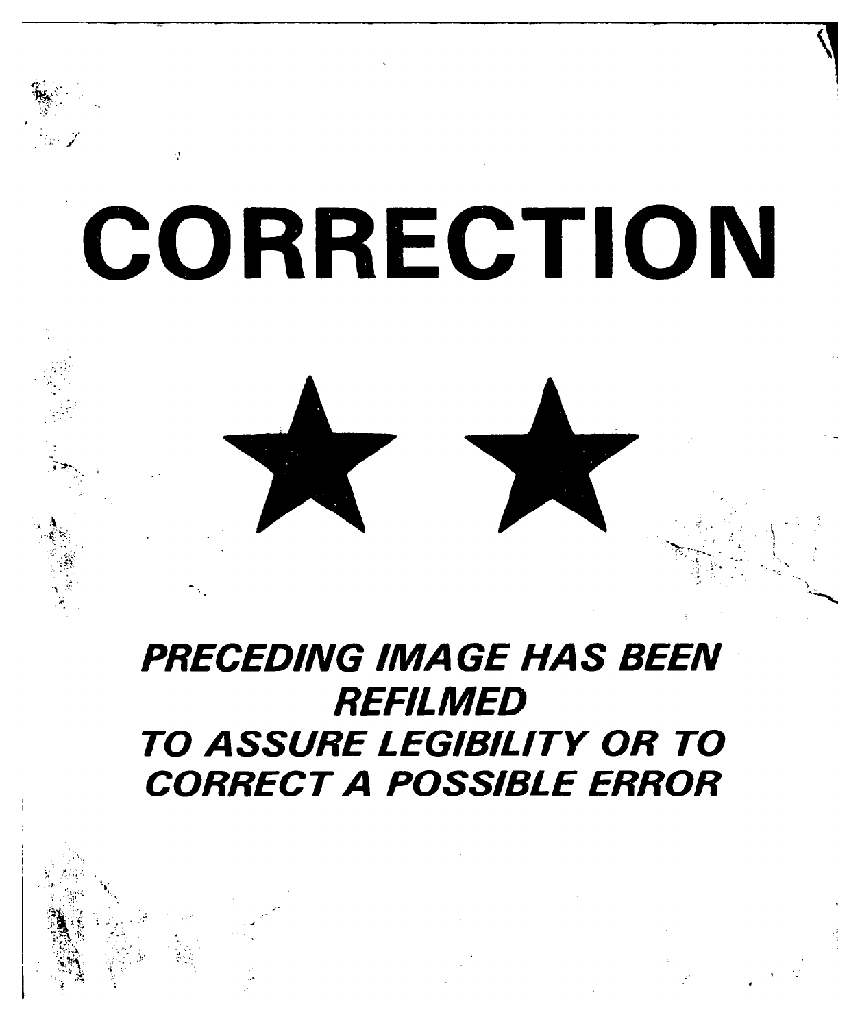# CORRECTION

★ ★

***PRECEDING IMAGE HAS BEEN REFILMED TO ASSURE LEGIBILITY OR TO CORRECT A POSSIBLE ERROR***